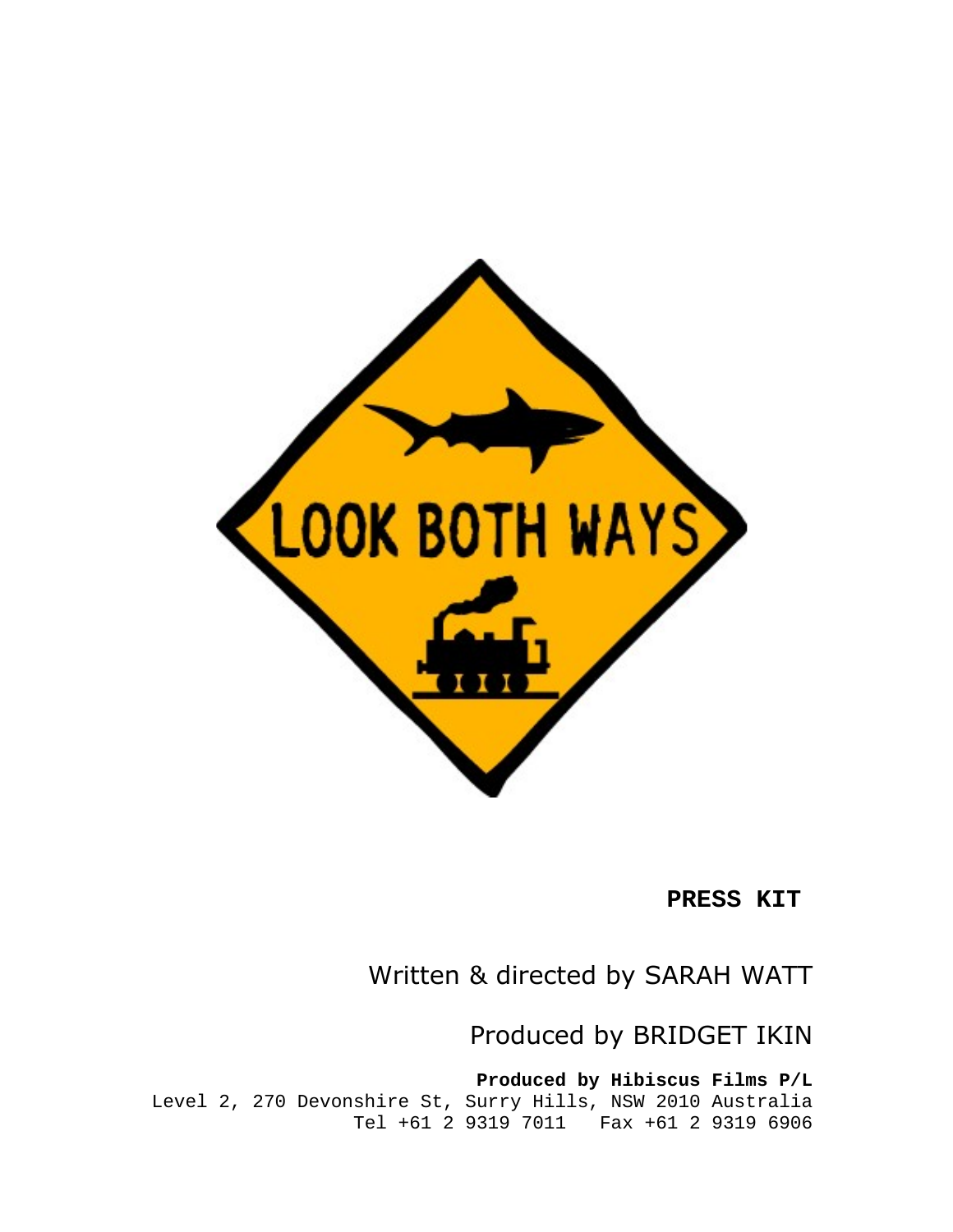# LOOK BOTH WAYS

**PRESS KIT**

Written & directed by SARAH WATT

Produced by BRIDGET IKIN

**Produced by Hibiscus Films P/L**
Level 2, 270 Devonshire St, Surry Hills, NSW 2010 Australia
Tel +61 2 9319 7011 Fax +61 2 9319 6906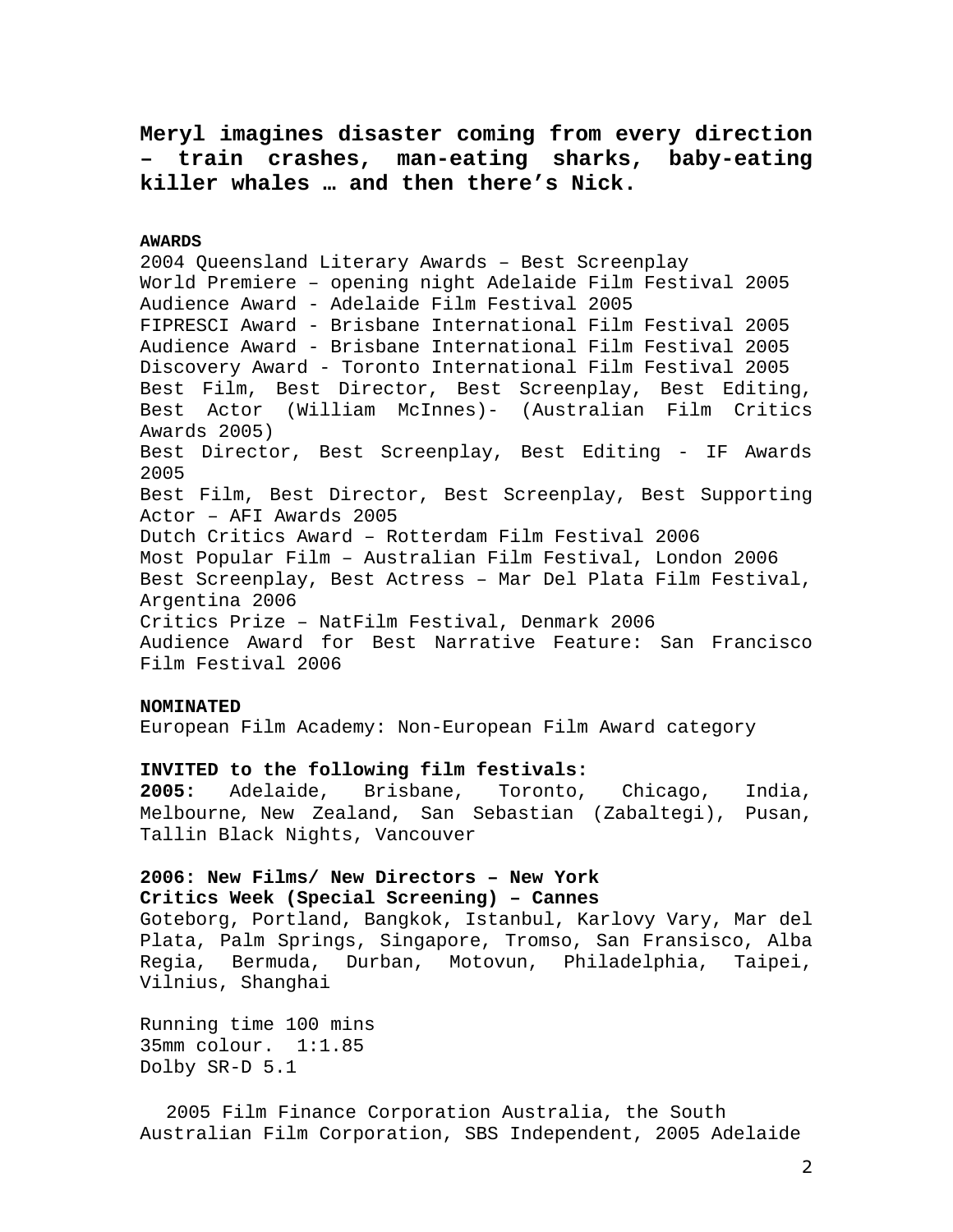**Meryl imagines disaster coming from every direction – train crashes, man-eating sharks, baby-eating killer whales … and then there's Nick.**

**AWARDS**

2004 Queensland Literary Awards – Best Screenplay
World Premiere – opening night Adelaide Film Festival 2005
Audience Award - Adelaide Film Festival 2005
FIPRESCI Award - Brisbane International Film Festival 2005
Audience Award - Brisbane International Film Festival 2005
Discovery Award - Toronto International Film Festival 2005
Best Film, Best Director, Best Screenplay, Best Editing, Best Actor (William McInnes)- (Australian Film Critics Awards 2005)
Best Director, Best Screenplay, Best Editing - IF Awards 2005
Best Film, Best Director, Best Screenplay, Best Supporting Actor – AFI Awards 2005
Dutch Critics Award – Rotterdam Film Festival 2006
Most Popular Film – Australian Film Festival, London 2006
Best Screenplay, Best Actress – Mar Del Plata Film Festival, Argentina 2006
Critics Prize – NatFilm Festival, Denmark 2006
Audience Award for Best Narrative Feature: San Francisco Film Festival 2006

**NOMINATED**

European Film Academy: Non-European Film Award category

**INVITED to the following film festivals:**

**2005:** Adelaide, Brisbane, Toronto, Chicago, India, Melbourne, New Zealand, San Sebastian (Zabaltegi), Pusan, Tallin Black Nights, Vancouver

**2006: New Films/ New Directors – New York**
**Critics Week (Special Screening) – Cannes**
Goteborg, Portland, Bangkok, Istanbul, Karlovy Vary, Mar del Plata, Palm Springs, Singapore, Tromso, San Fransisco, Alba Regia, Bermuda, Durban, Motovun, Philadelphia, Taipei, Vilnius, Shanghai

Running time 100 mins
35mm colour. 1:1.85
Dolby SR-D 5.1

2005 Film Finance Corporation Australia, the South Australian Film Corporation, SBS Independent, 2005 Adelaide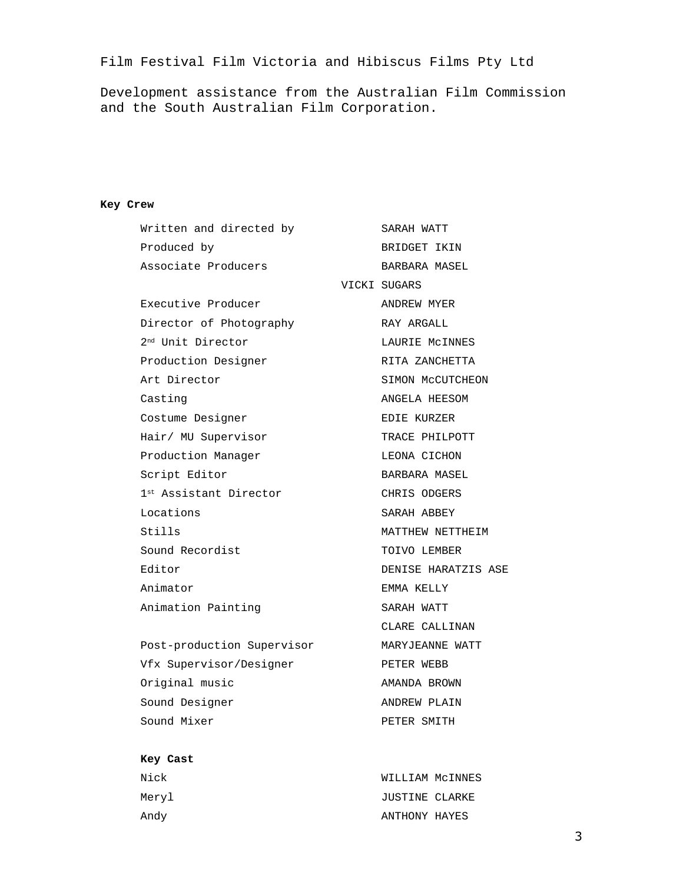Film Festival Film Victoria and Hibiscus Films Pty Ltd

Development assistance from the Australian Film Commission and the South Australian Film Corporation.

**Key Crew**

| | |
|---|---|
| Written and directed by | SARAH WATT |
| Produced by | BRIDGET IKIN |
| Associate Producers | BARBARA MASEL |
| | VICKI SUGARS |
| Executive Producer | ANDREW MYER |
| Director of Photography | RAY ARGALL |
| 2nd Unit Director | LAURIE McINNES |
| Production Designer | RITA ZANCHETTA |
| Art Director | SIMON McCUTCHEON |
| Casting | ANGELA HEESOM |
| Costume Designer | EDIE KURZER |
| Hair/ MU Supervisor | TRACE PHILPOTT |
| Production Manager | LEONA CICHON |
| Script Editor | BARBARA MASEL |
| 1st Assistant Director | CHRIS ODGERS |
| Locations | SARAH ABBEY |
| Stills | MATTHEW NETTHEIM |
| Sound Recordist | TOIVO LEMBER |
| Editor | DENISE HARATZIS ASE |
| Animator | EMMA KELLY |
| Animation Painting | SARAH WATT |
| | CLARE CALLINAN |
| Post-production Supervisor | MARYJEANNE WATT |
| Vfx Supervisor/Designer | PETER WEBB |
| Original music | AMANDA BROWN |
| Sound Designer | ANDREW PLAIN |
| Sound Mixer | PETER SMITH |

**Key Cast**

| | |
|---|---|
| Nick | WILLIAM McINNES |
| Meryl | JUSTINE CLARKE |
| Andy | ANTHONY HAYES |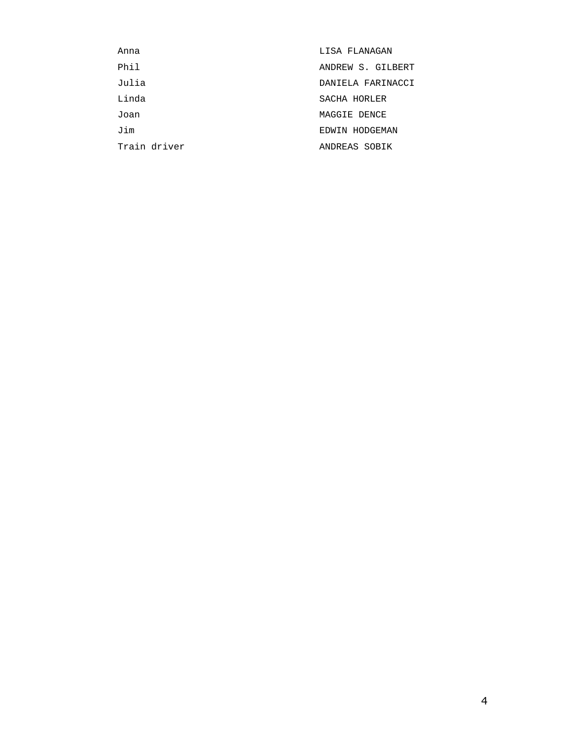| | |
|---|---|
| Anna | LISA FLANAGAN |
| Phil | ANDREW S. GILBERT |
| Julia | DANIELA FARINACCI |
| Linda | SACHA HORLER |
| Joan | MAGGIE DENCE |
| Jim | EDWIN HODGEMAN |
| Train driver | ANDREAS SOBIK |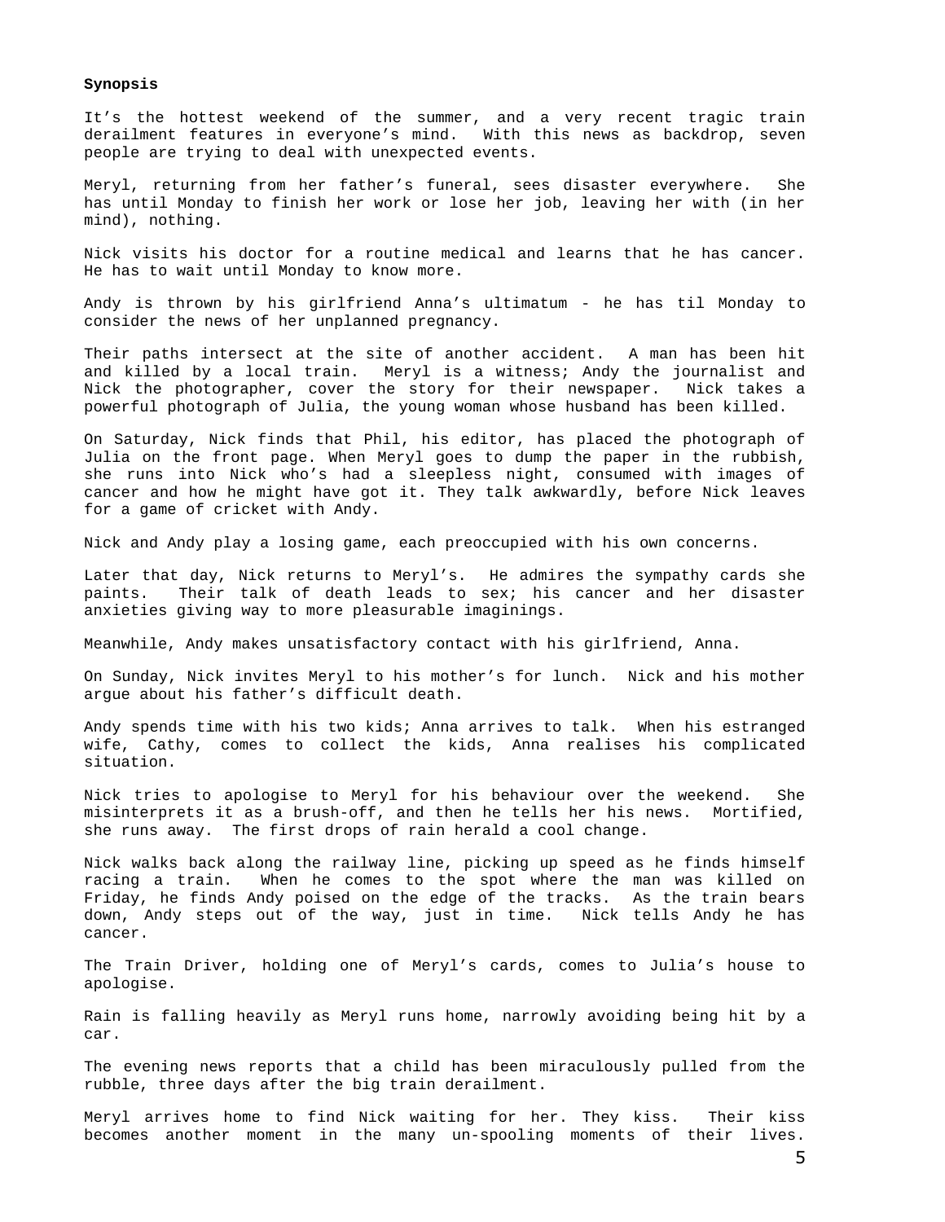**Synopsis**

It's the hottest weekend of the summer, and a very recent tragic train derailment features in everyone's mind. With this news as backdrop, seven people are trying to deal with unexpected events.

Meryl, returning from her father's funeral, sees disaster everywhere. She has until Monday to finish her work or lose her job, leaving her with (in her mind), nothing.

Nick visits his doctor for a routine medical and learns that he has cancer. He has to wait until Monday to know more.

Andy is thrown by his girlfriend Anna's ultimatum - he has til Monday to consider the news of her unplanned pregnancy.

Their paths intersect at the site of another accident. A man has been hit and killed by a local train. Meryl is a witness; Andy the journalist and Nick the photographer, cover the story for their newspaper. Nick takes a powerful photograph of Julia, the young woman whose husband has been killed.

On Saturday, Nick finds that Phil, his editor, has placed the photograph of Julia on the front page. When Meryl goes to dump the paper in the rubbish, she runs into Nick who's had a sleepless night, consumed with images of cancer and how he might have got it. They talk awkwardly, before Nick leaves for a game of cricket with Andy.

Nick and Andy play a losing game, each preoccupied with his own concerns.

Later that day, Nick returns to Meryl's. He admires the sympathy cards she paints. Their talk of death leads to sex; his cancer and her disaster anxieties giving way to more pleasurable imaginings.

Meanwhile, Andy makes unsatisfactory contact with his girlfriend, Anna.

On Sunday, Nick invites Meryl to his mother's for lunch. Nick and his mother argue about his father's difficult death.

Andy spends time with his two kids; Anna arrives to talk. When his estranged wife, Cathy, comes to collect the kids, Anna realises his complicated situation.

Nick tries to apologise to Meryl for his behaviour over the weekend. She misinterprets it as a brush-off, and then he tells her his news. Mortified, she runs away. The first drops of rain herald a cool change.

Nick walks back along the railway line, picking up speed as he finds himself racing a train. When he comes to the spot where the man was killed on Friday, he finds Andy poised on the edge of the tracks. As the train bears down, Andy steps out of the way, just in time. Nick tells Andy he has cancer.

The Train Driver, holding one of Meryl's cards, comes to Julia's house to apologise.

Rain is falling heavily as Meryl runs home, narrowly avoiding being hit by a car.

The evening news reports that a child has been miraculously pulled from the rubble, three days after the big train derailment.

Meryl arrives home to find Nick waiting for her. They kiss. Their kiss becomes another moment in the many un-spooling moments of their lives.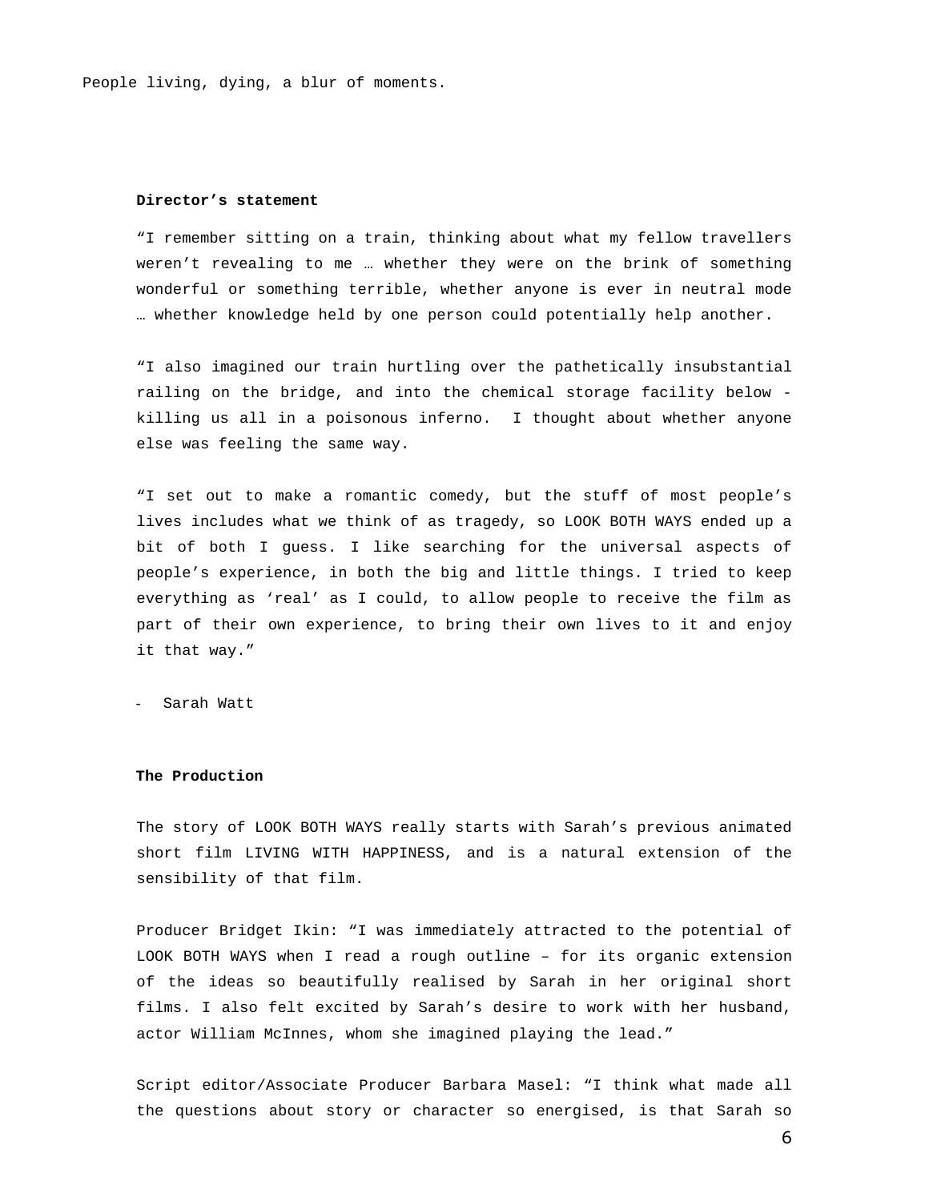People living, dying, a blur of moments.

**Director's statement**

"I remember sitting on a train, thinking about what my fellow travellers weren't revealing to me … whether they were on the brink of something wonderful or something terrible, whether anyone is ever in neutral mode … whether knowledge held by one person could potentially help another.

"I also imagined our train hurtling over the pathetically insubstantial railing on the bridge, and into the chemical storage facility below - killing us all in a poisonous inferno. I thought about whether anyone else was feeling the same way.

"I set out to make a romantic comedy, but the stuff of most people's lives includes what we think of as tragedy, so LOOK BOTH WAYS ended up a bit of both I guess. I like searching for the universal aspects of people's experience, in both the big and little things. I tried to keep everything as 'real' as I could, to allow people to receive the film as part of their own experience, to bring their own lives to it and enjoy it that way."

- Sarah Watt

**The Production**

The story of LOOK BOTH WAYS really starts with Sarah's previous animated short film LIVING WITH HAPPINESS, and is a natural extension of the sensibility of that film.

Producer Bridget Ikin: "I was immediately attracted to the potential of LOOK BOTH WAYS when I read a rough outline – for its organic extension of the ideas so beautifully realised by Sarah in her original short films. I also felt excited by Sarah's desire to work with her husband, actor William McInnes, whom she imagined playing the lead."

Script editor/Associate Producer Barbara Masel: "I think what made all the questions about story or character so energised, is that Sarah so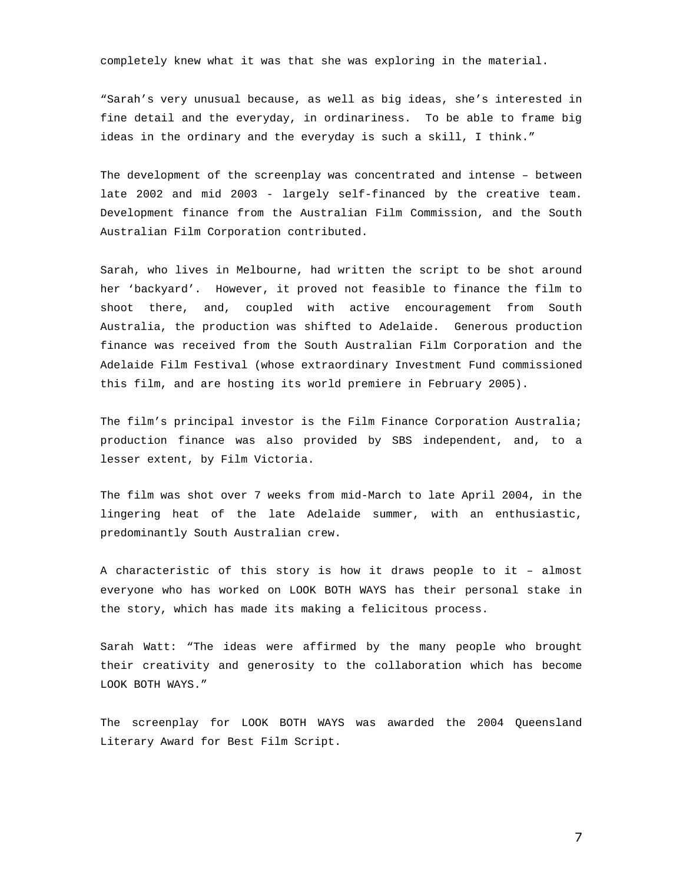completely knew what it was that she was exploring in the material.

"Sarah's very unusual because, as well as big ideas, she's interested in fine detail and the everyday, in ordinariness. To be able to frame big ideas in the ordinary and the everyday is such a skill, I think."

The development of the screenplay was concentrated and intense – between late 2002 and mid 2003 - largely self-financed by the creative team. Development finance from the Australian Film Commission, and the South Australian Film Corporation contributed.

Sarah, who lives in Melbourne, had written the script to be shot around her 'backyard'. However, it proved not feasible to finance the film to shoot there, and, coupled with active encouragement from South Australia, the production was shifted to Adelaide. Generous production finance was received from the South Australian Film Corporation and the Adelaide Film Festival (whose extraordinary Investment Fund commissioned this film, and are hosting its world premiere in February 2005).

The film's principal investor is the Film Finance Corporation Australia; production finance was also provided by SBS independent, and, to a lesser extent, by Film Victoria.

The film was shot over 7 weeks from mid-March to late April 2004, in the lingering heat of the late Adelaide summer, with an enthusiastic, predominantly South Australian crew.

A characteristic of this story is how it draws people to it – almost everyone who has worked on LOOK BOTH WAYS has their personal stake in the story, which has made its making a felicitous process.

Sarah Watt: "The ideas were affirmed by the many people who brought their creativity and generosity to the collaboration which has become LOOK BOTH WAYS."

The screenplay for LOOK BOTH WAYS was awarded the 2004 Queensland Literary Award for Best Film Script.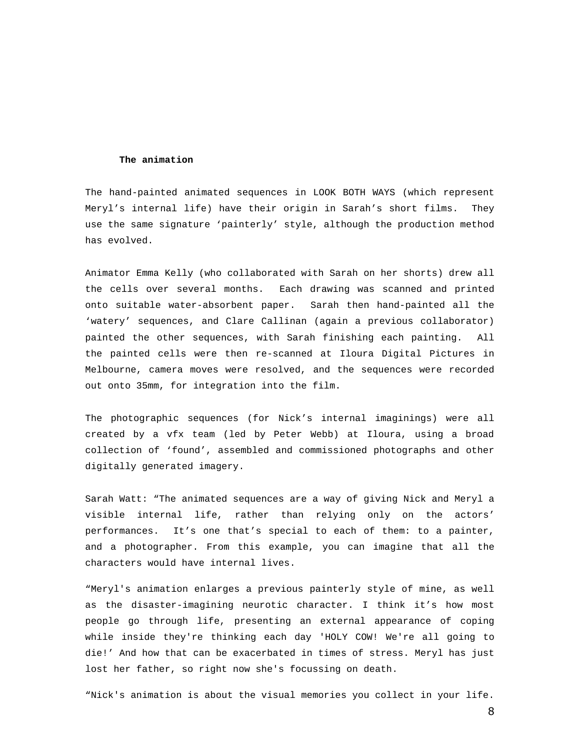**The animation**

The hand-painted animated sequences in LOOK BOTH WAYS (which represent Meryl's internal life) have their origin in Sarah's short films. They use the same signature 'painterly' style, although the production method has evolved.

Animator Emma Kelly (who collaborated with Sarah on her shorts) drew all the cells over several months. Each drawing was scanned and printed onto suitable water-absorbent paper. Sarah then hand-painted all the 'watery' sequences, and Clare Callinan (again a previous collaborator) painted the other sequences, with Sarah finishing each painting. All the painted cells were then re-scanned at Iloura Digital Pictures in Melbourne, camera moves were resolved, and the sequences were recorded out onto 35mm, for integration into the film.

The photographic sequences (for Nick's internal imaginings) were all created by a vfx team (led by Peter Webb) at Iloura, using a broad collection of 'found', assembled and commissioned photographs and other digitally generated imagery.

Sarah Watt: "The animated sequences are a way of giving Nick and Meryl a visible internal life, rather than relying only on the actors' performances. It's one that's special to each of them: to a painter, and a photographer. From this example, you can imagine that all the characters would have internal lives.

"Meryl's animation enlarges a previous painterly style of mine, as well as the disaster-imagining neurotic character. I think it's how most people go through life, presenting an external appearance of coping while inside they're thinking each day 'HOLY COW! We're all going to die!' And how that can be exacerbated in times of stress. Meryl has just lost her father, so right now she's focussing on death.

"Nick's animation is about the visual memories you collect in your life.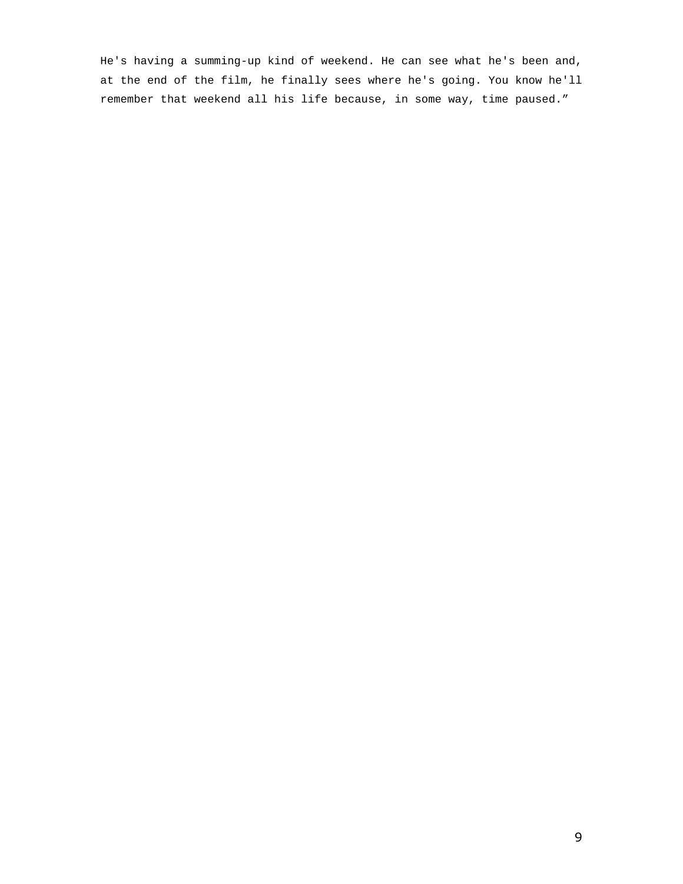He's having a summing-up kind of weekend. He can see what he's been and, at the end of the film, he finally sees where he's going. You know he'll remember that weekend all his life because, in some way, time paused."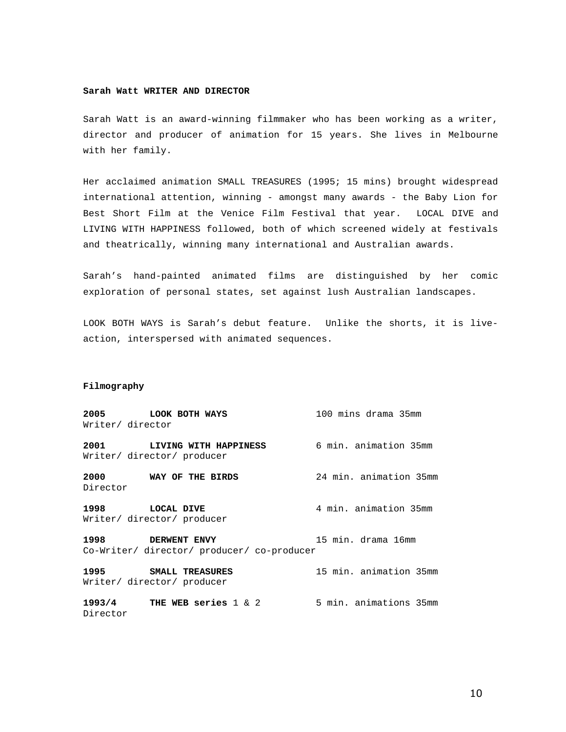**Sarah Watt WRITER AND DIRECTOR**

Sarah Watt is an award-winning filmmaker who has been working as a writer, director and producer of animation for 15 years. She lives in Melbourne with her family.

Her acclaimed animation SMALL TREASURES (1995; 15 mins) brought widespread international attention, winning - amongst many awards - the Baby Lion for Best Short Film at the Venice Film Festival that year. LOCAL DIVE and LIVING WITH HAPPINESS followed, both of which screened widely at festivals and theatrically, winning many international and Australian awards.

Sarah's hand-painted animated films are distinguished by her comic exploration of personal states, set against lush Australian landscapes.

LOOK BOTH WAYS is Sarah's debut feature. Unlike the shorts, it is live-action, interspersed with animated sequences.

**Filmography**

**2005** **LOOK BOTH WAYS** 100 mins drama 35mm
Writer/ director

**2001** **LIVING WITH HAPPINESS** 6 min. animation 35mm
Writer/ director/ producer

**2000** **WAY OF THE BIRDS** 24 min. animation 35mm
Director

**1998** **LOCAL DIVE** 4 min. animation 35mm
Writer/ director/ producer

**1998** **DERWENT ENVY** 15 min. drama 16mm
Co-Writer/ director/ producer/ co-producer

**1995** **SMALL TREASURES** 15 min. animation 35mm
Writer/ director/ producer

**1993/4** **THE WEB series** 1 & 2 5 min. animations 35mm
Director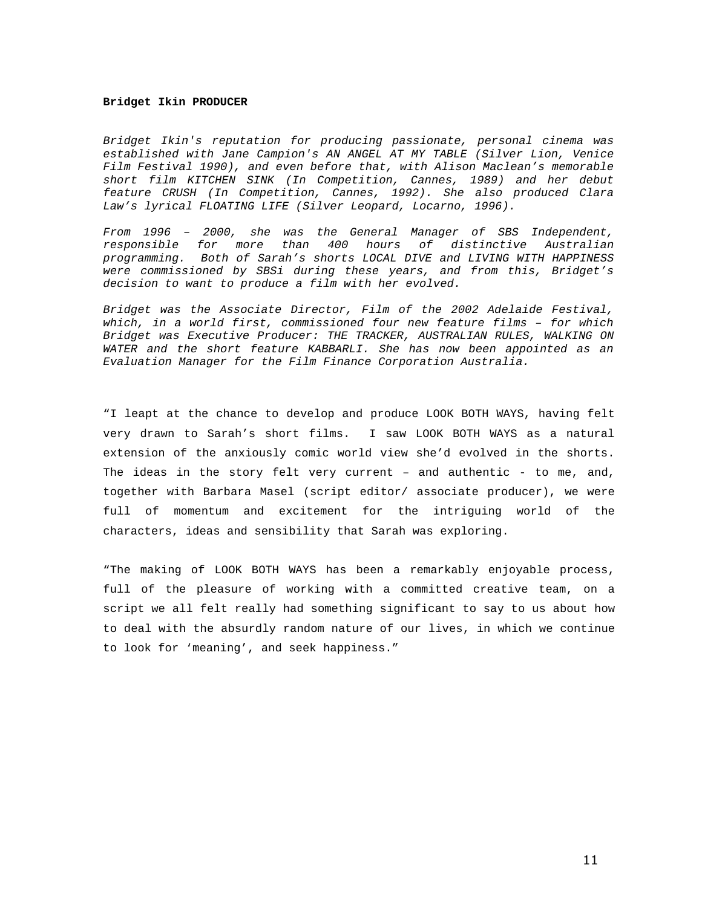**Bridget Ikin PRODUCER**

*Bridget Ikin's reputation for producing passionate, personal cinema was established with Jane Campion's AN ANGEL AT MY TABLE (Silver Lion, Venice Film Festival 1990), and even before that, with Alison Maclean's memorable short film KITCHEN SINK (In Competition, Cannes, 1989) and her debut feature CRUSH (In Competition, Cannes, 1992). She also produced Clara Law's lyrical FLOATING LIFE (Silver Leopard, Locarno, 1996).*

*From 1996 – 2000, she was the General Manager of SBS Independent, responsible for more than 400 hours of distinctive Australian programming. Both of Sarah's shorts LOCAL DIVE and LIVING WITH HAPPINESS were commissioned by SBSi during these years, and from this, Bridget's decision to want to produce a film with her evolved.*

*Bridget was the Associate Director, Film of the 2002 Adelaide Festival, which, in a world first, commissioned four new feature films – for which Bridget was Executive Producer: THE TRACKER, AUSTRALIAN RULES, WALKING ON WATER and the short feature KABBARLI. She has now been appointed as an Evaluation Manager for the Film Finance Corporation Australia.*

"I leapt at the chance to develop and produce LOOK BOTH WAYS, having felt very drawn to Sarah's short films. I saw LOOK BOTH WAYS as a natural extension of the anxiously comic world view she'd evolved in the shorts. The ideas in the story felt very current – and authentic - to me, and, together with Barbara Masel (script editor/ associate producer), we were full of momentum and excitement for the intriguing world of the characters, ideas and sensibility that Sarah was exploring.

"The making of LOOK BOTH WAYS has been a remarkably enjoyable process, full of the pleasure of working with a committed creative team, on a script we all felt really had something significant to say to us about how to deal with the absurdly random nature of our lives, in which we continue to look for 'meaning', and seek happiness."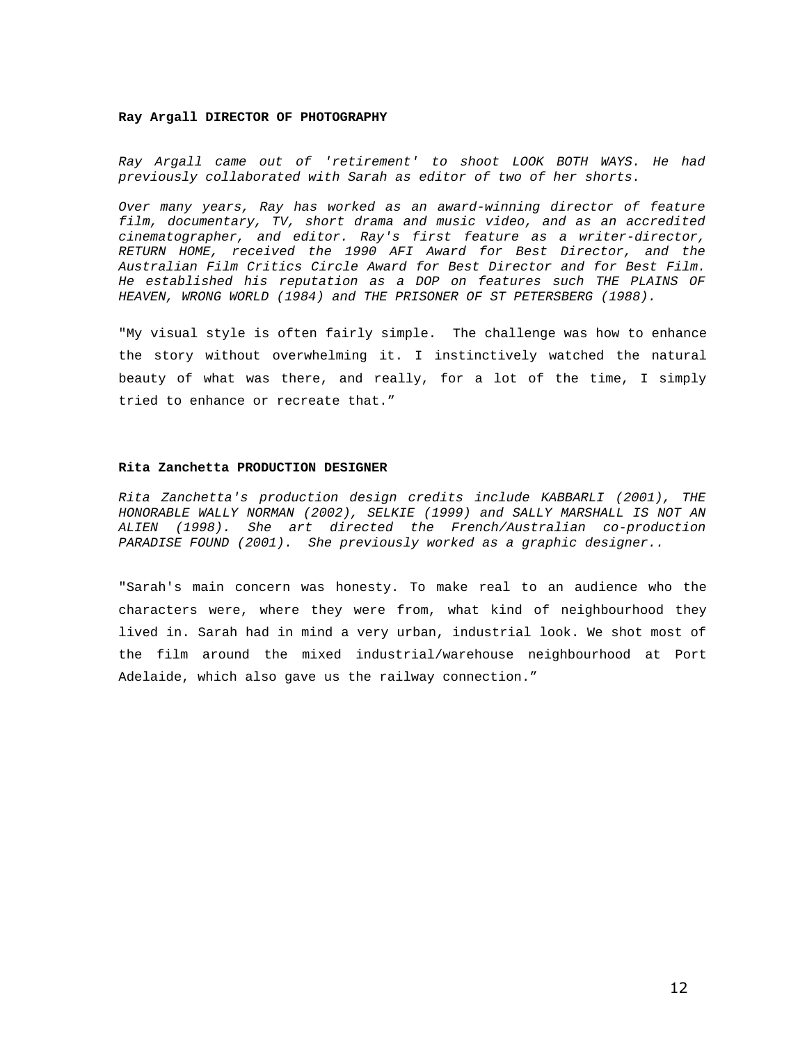**Ray Argall DIRECTOR OF PHOTOGRAPHY**

*Ray Argall came out of 'retirement' to shoot LOOK BOTH WAYS. He had previously collaborated with Sarah as editor of two of her shorts.*

*Over many years, Ray has worked as an award-winning director of feature film, documentary, TV, short drama and music video, and as an accredited cinematographer, and editor. Ray's first feature as a writer-director, RETURN HOME, received the 1990 AFI Award for Best Director, and the Australian Film Critics Circle Award for Best Director and for Best Film. He established his reputation as a DOP on features such THE PLAINS OF HEAVEN, WRONG WORLD (1984) and THE PRISONER OF ST PETERSBERG (1988).*

"My visual style is often fairly simple. The challenge was how to enhance the story without overwhelming it. I instinctively watched the natural beauty of what was there, and really, for a lot of the time, I simply tried to enhance or recreate that."

**Rita Zanchetta PRODUCTION DESIGNER**

*Rita Zanchetta's production design credits include KABBARLI (2001), THE HONORABLE WALLY NORMAN (2002), SELKIE (1999) and SALLY MARSHALL IS NOT AN ALIEN (1998). She art directed the French/Australian co-production PARADISE FOUND (2001). She previously worked as a graphic designer..*

"Sarah's main concern was honesty. To make real to an audience who the characters were, where they were from, what kind of neighbourhood they lived in. Sarah had in mind a very urban, industrial look. We shot most of the film around the mixed industrial/warehouse neighbourhood at Port Adelaide, which also gave us the railway connection."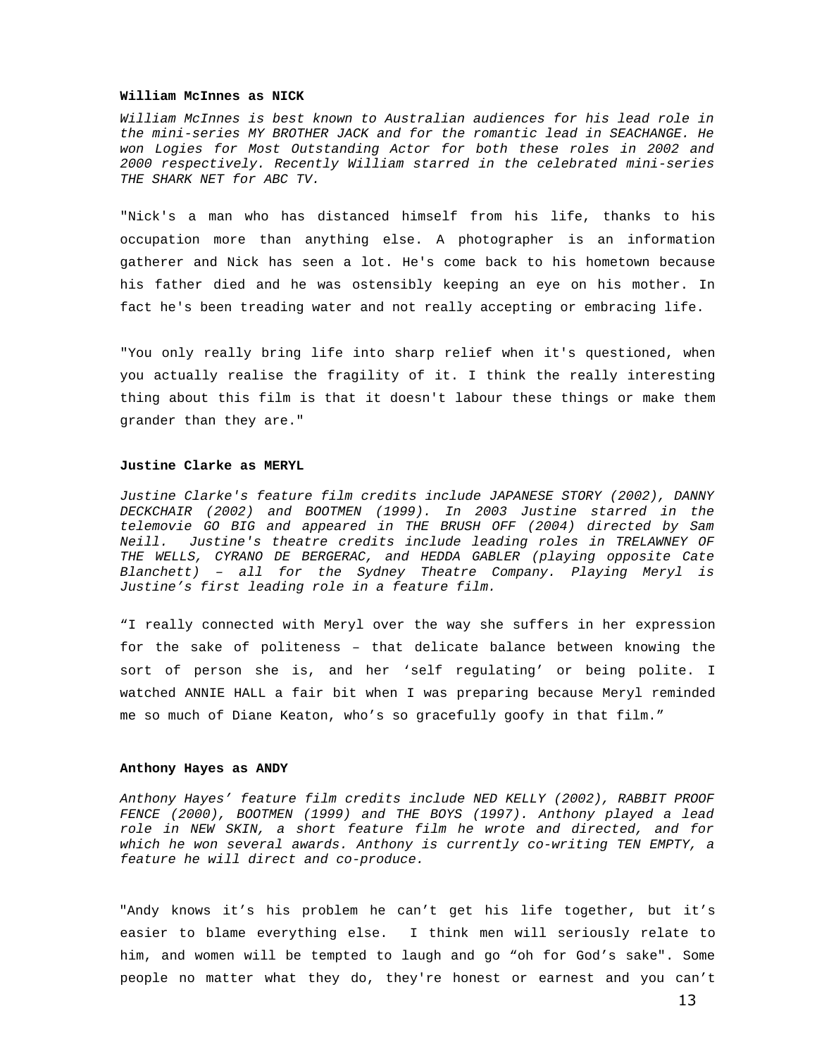**William McInnes as NICK**

*William McInnes is best known to Australian audiences for his lead role in the mini-series MY BROTHER JACK and for the romantic lead in SEACHANGE. He won Logies for Most Outstanding Actor for both these roles in 2002 and 2000 respectively. Recently William starred in the celebrated mini-series THE SHARK NET for ABC TV.*

"Nick's a man who has distanced himself from his life, thanks to his occupation more than anything else. A photographer is an information gatherer and Nick has seen a lot. He's come back to his hometown because his father died and he was ostensibly keeping an eye on his mother. In fact he's been treading water and not really accepting or embracing life.

"You only really bring life into sharp relief when it's questioned, when you actually realise the fragility of it. I think the really interesting thing about this film is that it doesn't labour these things or make them grander than they are."

**Justine Clarke as MERYL**

*Justine Clarke's feature film credits include JAPANESE STORY (2002), DANNY DECKCHAIR (2002) and BOOTMEN (1999). In 2003 Justine starred in the telemovie GO BIG and appeared in THE BRUSH OFF (2004) directed by Sam Neill. Justine's theatre credits include leading roles in TRELAWNEY OF THE WELLS, CYRANO DE BERGERAC, and HEDDA GABLER (playing opposite Cate Blanchett) – all for the Sydney Theatre Company. Playing Meryl is Justine's first leading role in a feature film.*

"I really connected with Meryl over the way she suffers in her expression for the sake of politeness – that delicate balance between knowing the sort of person she is, and her 'self regulating' or being polite. I watched ANNIE HALL a fair bit when I was preparing because Meryl reminded me so much of Diane Keaton, who's so gracefully goofy in that film."

**Anthony Hayes as ANDY**

*Anthony Hayes' feature film credits include NED KELLY (2002), RABBIT PROOF FENCE (2000), BOOTMEN (1999) and THE BOYS (1997). Anthony played a lead role in NEW SKIN, a short feature film he wrote and directed, and for which he won several awards. Anthony is currently co-writing TEN EMPTY, a feature he will direct and co-produce.*

"Andy knows it's his problem he can't get his life together, but it's easier to blame everything else. I think men will seriously relate to him, and women will be tempted to laugh and go "oh for God's sake". Some people no matter what they do, they're honest or earnest and you can't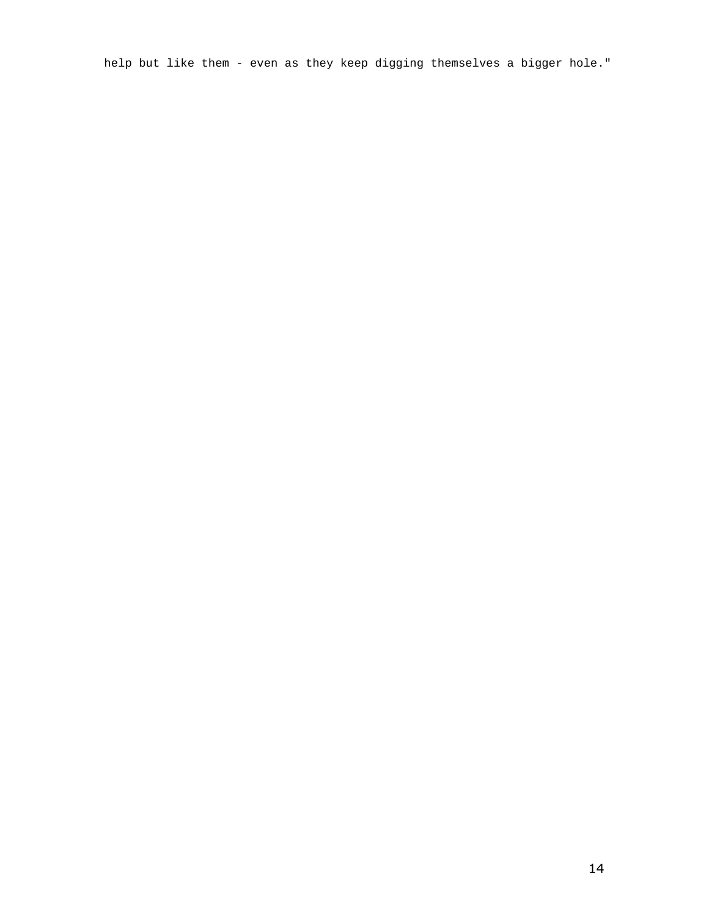help but like them - even as they keep digging themselves a bigger hole."